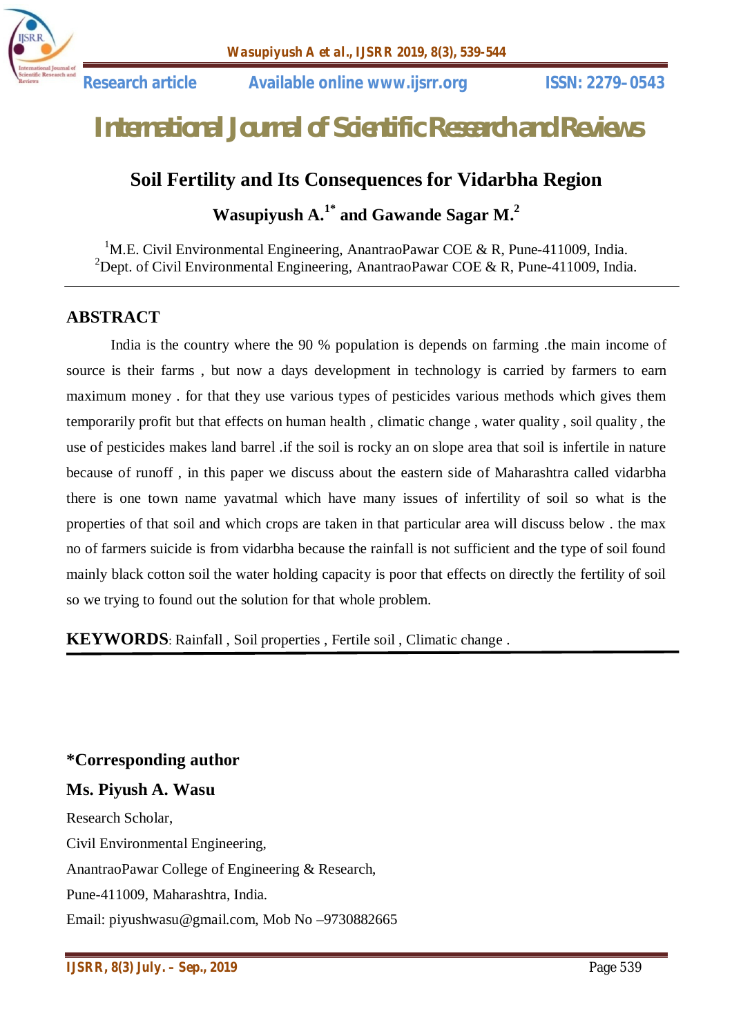Research article | Available online www.ijsrr.org | ISSN: 2279–0543

# International Journal of Scientific Research and Reviews

## Soil Fertility and Its Consequences for Vidarbha Region

**Wasupiyush A.[1*] and Gawande Sagar M.[2]**

[1]M.E. Civil Environmental Engineering, AnantraoPawar COE & R, Pune-411009, India.
[2]Dept. of Civil Environmental Engineering, AnantraoPawar COE & R, Pune-411009, India.

## ABSTRACT

India is the country where the 90 % population is depends on farming .the main income of source is their farms , but now a days development in technology is carried by farmers to earn maximum money . for that they use various types of pesticides various methods which gives them temporarily profit but that effects on human health , climatic change , water quality , soil quality , the use of pesticides makes land barrel .if the soil is rocky an on slope area that soil is infertile in nature because of runoff , in this paper we discuss about the eastern side of Maharashtra called vidarbha there is one town name yavatmal which have many issues of infertility of soil so what is the properties of that soil and which crops are taken in that particular area will discuss below . the max no of farmers suicide is from vidarbha because the rainfall is not sufficient and the type of soil found mainly black cotton soil the water holding capacity is poor that effects on directly the fertility of soil so we trying to found out the solution for that whole problem.

**KEYWORDS**: Rainfall , Soil properties , Fertile soil , Climatic change .

**\*Corresponding author**

**Ms. Piyush A. Wasu**

Research Scholar,
Civil Environmental Engineering,
AnantraoPawar College of Engineering & Research,
Pune-411009, Maharashtra, India.
Email: piyushwasu@gmail.com, Mob No –9730882665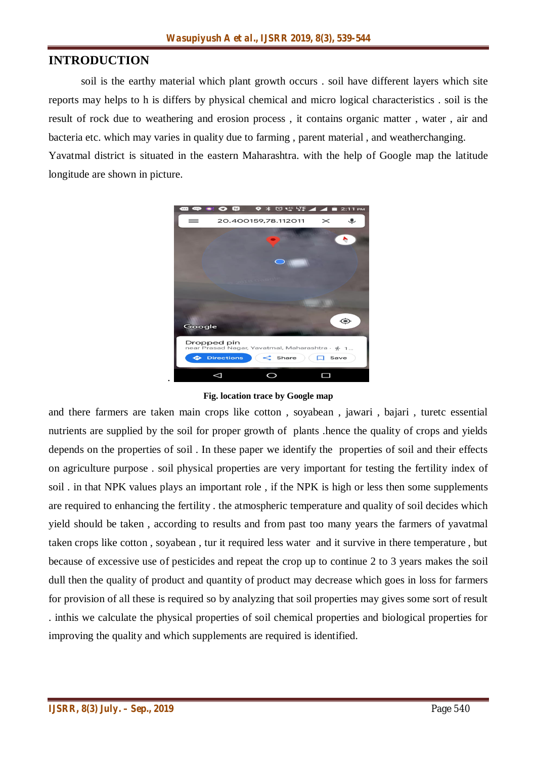# INTRODUCTION

soil is the earthy material which plant growth occurs . soil have different layers which site reports may helps to h is differs by physical chemical and micro logical characteristics . soil is the result of rock due to weathering and erosion process , it contains organic matter , water , air and bacteria etc. which may varies in quality due to farming , parent material , and weatherchanging. Yavatmal district is situated in the eastern Maharashtra. with the help of Google map the latitude longitude are shown in picture.

**Fig. location trace by Google map**

and there farmers are taken main crops like cotton , soyabean , jawari , bajari , turetc essential nutrients are supplied by the soil for proper growth of plants .hence the quality of crops and yields depends on the properties of soil . In these paper we identify the properties of soil and their effects on agriculture purpose . soil physical properties are very important for testing the fertility index of soil . in that NPK values plays an important role , if the NPK is high or less then some supplements are required to enhancing the fertility . the atmospheric temperature and quality of soil decides which yield should be taken , according to results and from past too many years the farmers of yavatmal taken crops like cotton , soyabean , tur it required less water and it survive in there temperature , but because of excessive use of pesticides and repeat the crop up to continue 2 to 3 years makes the soil dull then the quality of product and quantity of product may decrease which goes in loss for farmers for provision of all these is required so by analyzing that soil properties may gives some sort of result . inthis we calculate the physical properties of soil chemical properties and biological properties for improving the quality and which supplements are required is identified.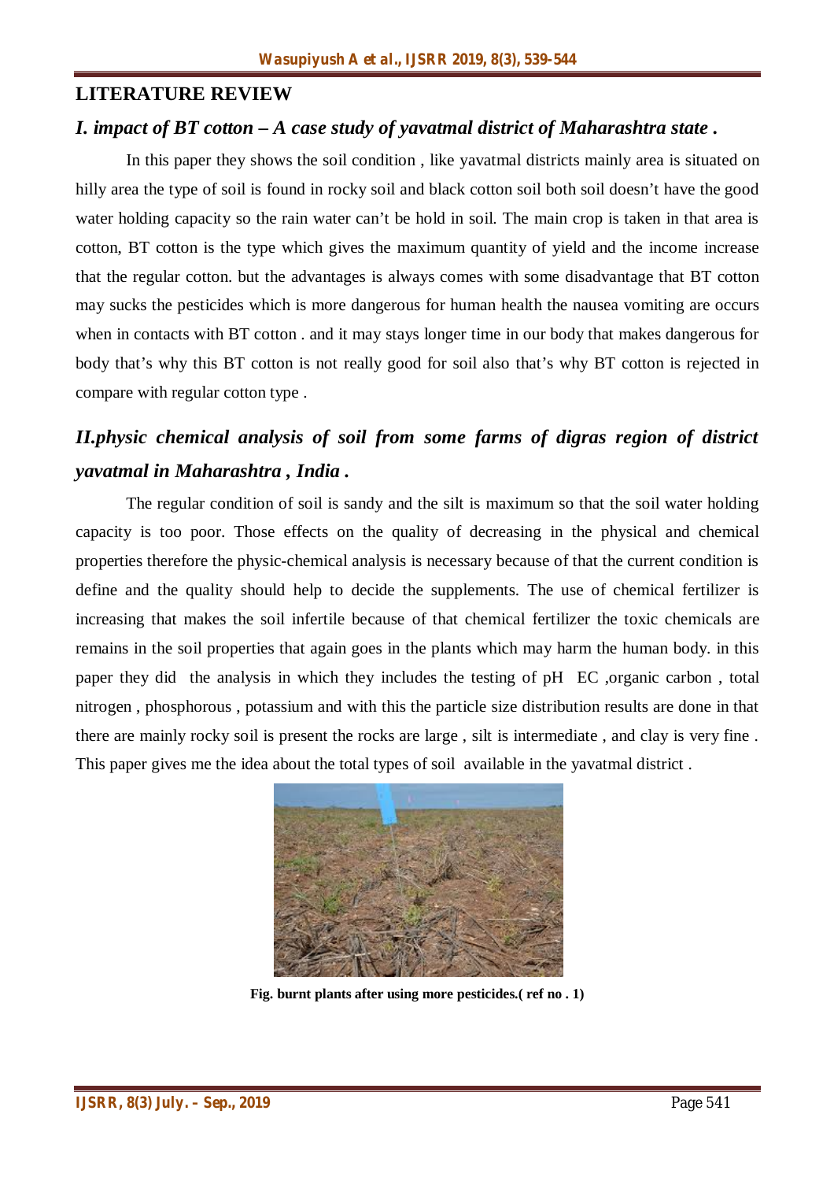## LITERATURE REVIEW

### *I. impact of BT cotton – A case study of yavatmal district of Maharashtra state .*

In this paper they shows the soil condition , like yavatmal districts mainly area is situated on hilly area the type of soil is found in rocky soil and black cotton soil both soil doesn't have the good water holding capacity so the rain water can't be hold in soil. The main crop is taken in that area is cotton, BT cotton is the type which gives the maximum quantity of yield and the income increase that the regular cotton. but the advantages is always comes with some disadvantage that BT cotton may sucks the pesticides which is more dangerous for human health the nausea vomiting are occurs when in contacts with BT cotton . and it may stays longer time in our body that makes dangerous for body that's why this BT cotton is not really good for soil also that's why BT cotton is rejected in compare with regular cotton type .

### *II.physic chemical analysis of soil from some farms of digras region of district yavatmal in Maharashtra , India .*

The regular condition of soil is sandy and the silt is maximum so that the soil water holding capacity is too poor. Those effects on the quality of decreasing in the physical and chemical properties therefore the physic-chemical analysis is necessary because of that the current condition is define and the quality should help to decide the supplements. The use of chemical fertilizer is increasing that makes the soil infertile because of that chemical fertilizer the toxic chemicals are remains in the soil properties that again goes in the plants which may harm the human body. in this paper they did the analysis in which they includes the testing of pH EC ,organic carbon , total nitrogen , phosphorous , potassium and with this the particle size distribution results are done in that there are mainly rocky soil is present the rocks are large , silt is intermediate , and clay is very fine . This paper gives me the idea about the total types of soil available in the yavatmal district .

**Fig. burnt plants after using more pesticides.( ref no . 1)**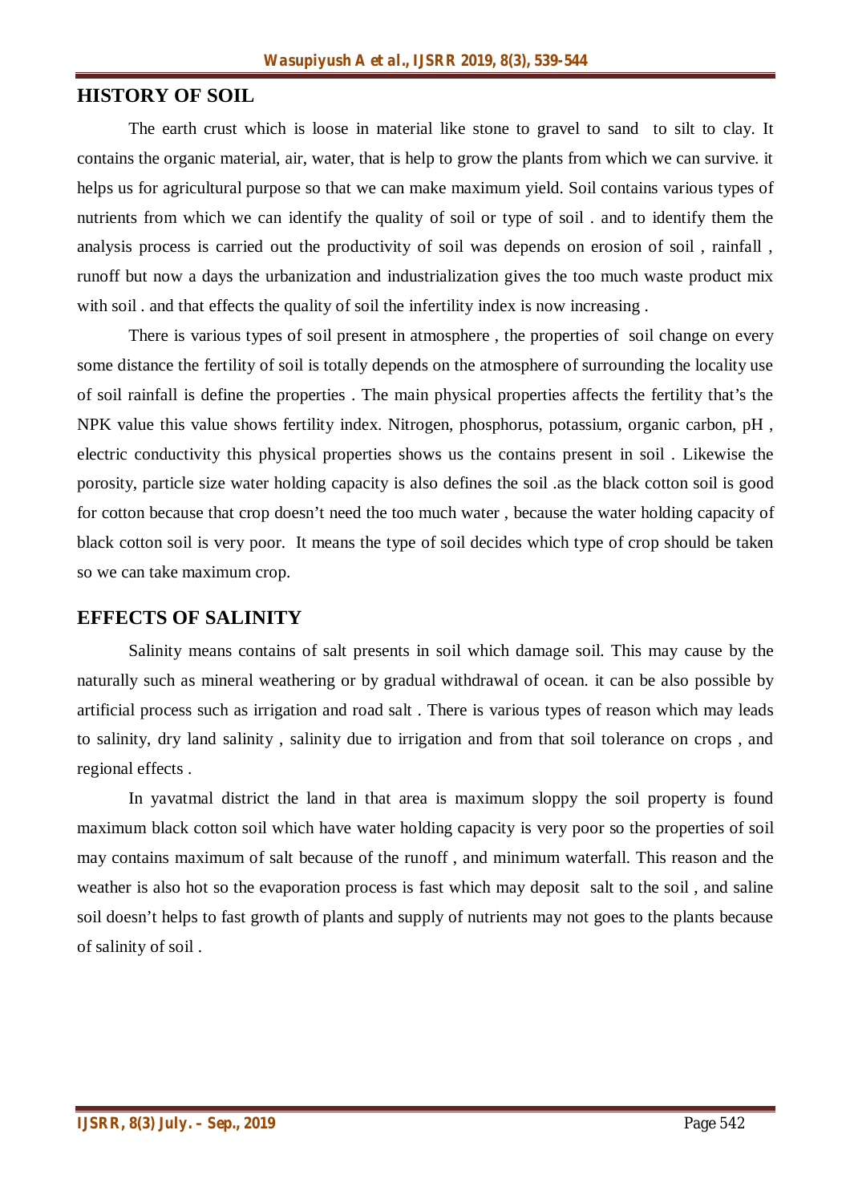## HISTORY OF SOIL

The earth crust which is loose in material like stone to gravel to sand to silt to clay. It contains the organic material, air, water, that is help to grow the plants from which we can survive. it helps us for agricultural purpose so that we can make maximum yield. Soil contains various types of nutrients from which we can identify the quality of soil or type of soil . and to identify them the analysis process is carried out the productivity of soil was depends on erosion of soil , rainfall , runoff but now a days the urbanization and industrialization gives the too much waste product mix with soil . and that effects the quality of soil the infertility index is now increasing .

There is various types of soil present in atmosphere , the properties of soil change on every some distance the fertility of soil is totally depends on the atmosphere of surrounding the locality use of soil rainfall is define the properties . The main physical properties affects the fertility that's the NPK value this value shows fertility index. Nitrogen, phosphorus, potassium, organic carbon, pH , electric conductivity this physical properties shows us the contains present in soil . Likewise the porosity, particle size water holding capacity is also defines the soil .as the black cotton soil is good for cotton because that crop doesn't need the too much water , because the water holding capacity of black cotton soil is very poor. It means the type of soil decides which type of crop should be taken so we can take maximum crop.

## EFFECTS OF SALINITY

Salinity means contains of salt presents in soil which damage soil. This may cause by the naturally such as mineral weathering or by gradual withdrawal of ocean. it can be also possible by artificial process such as irrigation and road salt . There is various types of reason which may leads to salinity, dry land salinity , salinity due to irrigation and from that soil tolerance on crops , and regional effects .

In yavatmal district the land in that area is maximum sloppy the soil property is found maximum black cotton soil which have water holding capacity is very poor so the properties of soil may contains maximum of salt because of the runoff , and minimum waterfall. This reason and the weather is also hot so the evaporation process is fast which may deposit salt to the soil , and saline soil doesn't helps to fast growth of plants and supply of nutrients may not goes to the plants because of salinity of soil .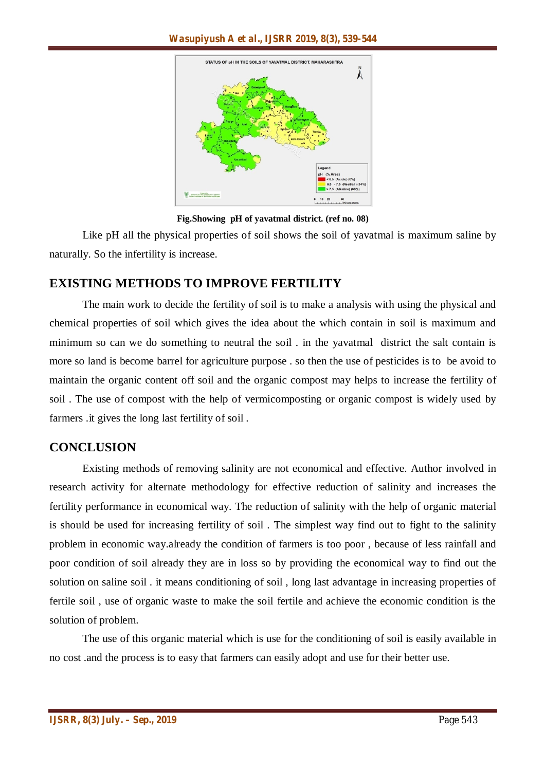Fig.Showing pH of yavatmal district. (ref no. 08)

Like pH all the physical properties of soil shows the soil of yavatmal is maximum saline by naturally. So the infertility is increase.

## EXISTING METHODS TO IMPROVE FERTILITY

The main work to decide the fertility of soil is to make a analysis with using the physical and chemical properties of soil which gives the idea about the which contain in soil is maximum and minimum so can we do something to neutral the soil . in the yavatmal district the salt contain is more so land is become barrel for agriculture purpose . so then the use of pesticides is to be avoid to maintain the organic content off soil and the organic compost may helps to increase the fertility of soil . The use of compost with the help of vermicomposting or organic compost is widely used by farmers .it gives the long last fertility of soil .

## CONCLUSION

Existing methods of removing salinity are not economical and effective. Author involved in research activity for alternate methodology for effective reduction of salinity and increases the fertility performance in economical way. The reduction of salinity with the help of organic material is should be used for increasing fertility of soil . The simplest way find out to fight to the salinity problem in economic way.already the condition of farmers is too poor , because of less rainfall and poor condition of soil already they are in loss so by providing the economical way to find out the solution on saline soil . it means conditioning of soil , long last advantage in increasing properties of fertile soil , use of organic waste to make the soil fertile and achieve the economic condition is the solution of problem.

The use of this organic material which is use for the conditioning of soil is easily available in no cost .and the process is to easy that farmers can easily adopt and use for their better use.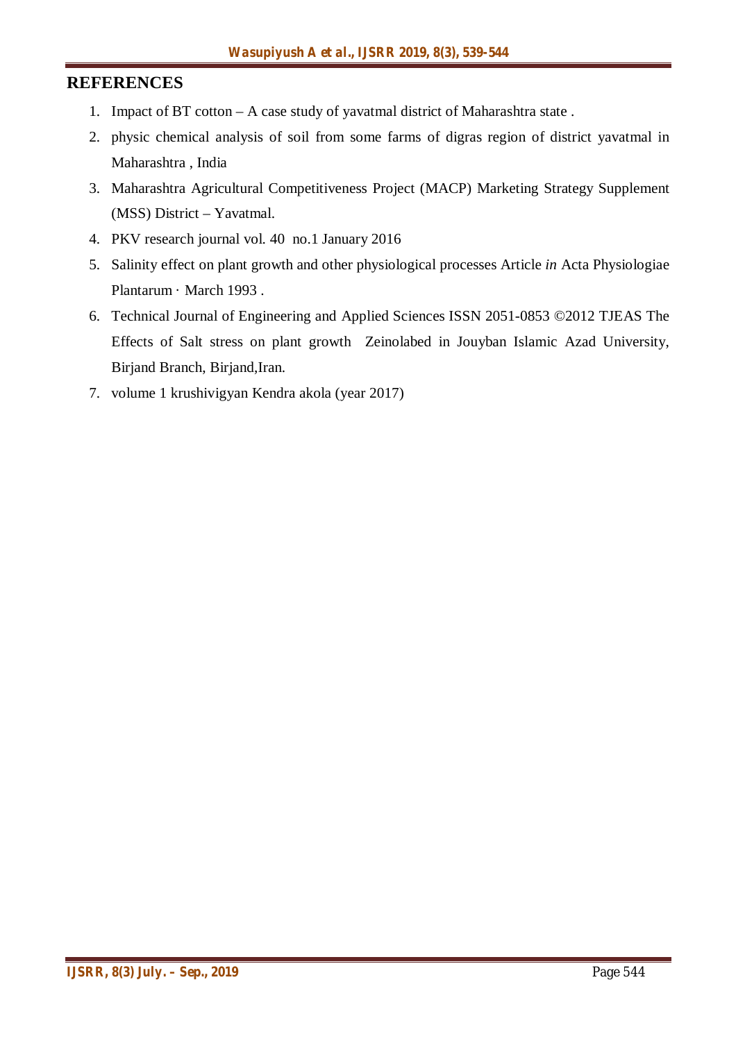## REFERENCES

1. Impact of BT cotton – A case study of yavatmal district of Maharashtra state .
2. physic chemical analysis of soil from some farms of digras region of district yavatmal in Maharashtra , India
3. Maharashtra Agricultural Competitiveness Project (MACP) Marketing Strategy Supplement (MSS) District – Yavatmal.
4. PKV research journal vol. 40 no.1 January 2016
5. Salinity effect on plant growth and other physiological processes Article *in* Acta Physiologiae Plantarum · March 1993 .
6. Technical Journal of Engineering and Applied Sciences ISSN 2051-0853 ©2012 TJEAS The Effects of Salt stress on plant growth Zeinolabed in Jouyban Islamic Azad University, Birjand Branch, Birjand,Iran.
7. volume 1 krushivigyan Kendra akola (year 2017)